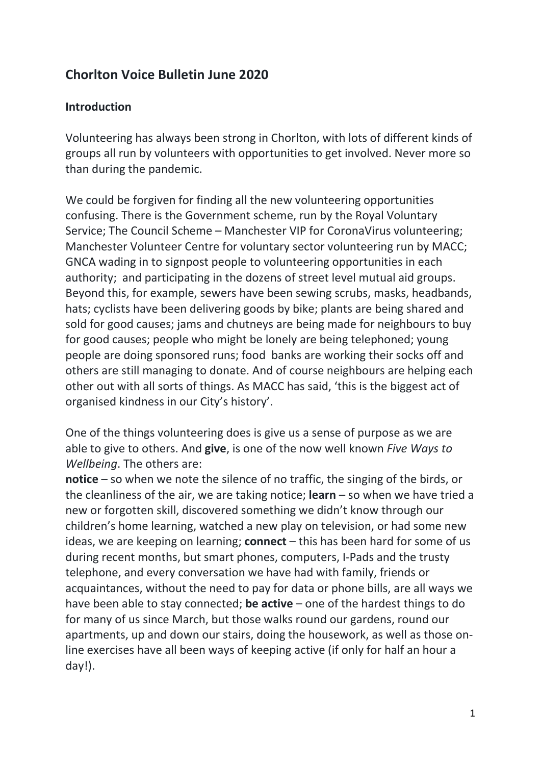# Chorlton Voice Bulletin June 2020

## Introduction

Volunteering has always been strong in Chorlton, with lots of different kinds of groups all run by volunteers with opportunities to get involved. Never more so than during the pandemic.

We could be forgiven for finding all the new volunteering opportunities confusing. There is the Government scheme, run by the Royal Voluntary Service; The Council Scheme – Manchester VIP for CoronaVirus volunteering; Manchester Volunteer Centre for voluntary sector volunteering run by MACC; GNCA wading in to signpost people to volunteering opportunities in each authority; and participating in the dozens of street level mutual aid groups. Beyond this, for example, sewers have been sewing scrubs, masks, headbands, hats; cyclists have been delivering goods by bike; plants are being shared and sold for good causes; jams and chutneys are being made for neighbours to buy for good causes; people who might be lonely are being telephoned; young people are doing sponsored runs; food banks are working their socks off and others are still managing to donate. And of course neighbours are helping each other out with all sorts of things. As MACC has said, 'this is the biggest act of organised kindness in our City's history'.

One of the things volunteering does is give us a sense of purpose as we are able to give to others. And **give**, is one of the now well known *Five Ways to Wellbeing*. The others are:
**notice** – so when we note the silence of no traffic, the singing of the birds, or the cleanliness of the air, we are taking notice; **learn** – so when we have tried a new or forgotten skill, discovered something we didn't know through our children's home learning, watched a new play on television, or had some new ideas, we are keeping on learning; **connect** – this has been hard for some of us during recent months, but smart phones, computers, I-Pads and the trusty telephone, and every conversation we have had with family, friends or acquaintances, without the need to pay for data or phone bills, are all ways we have been able to stay connected; **be active** – one of the hardest things to do for many of us since March, but those walks round our gardens, round our apartments, up and down our stairs, doing the housework, as well as those on-line exercises have all been ways of keeping active (if only for half an hour a day!).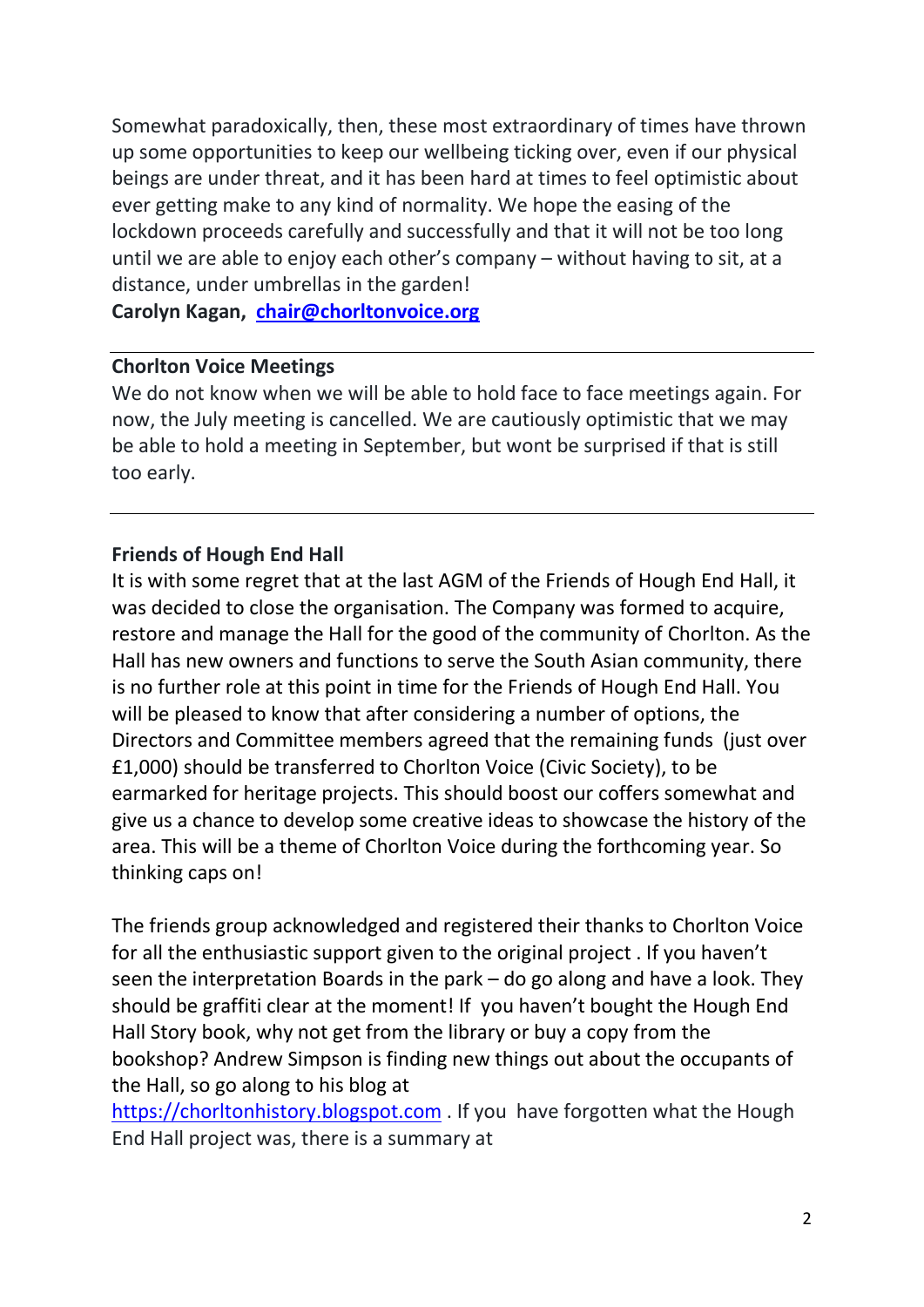Somewhat paradoxically, then, these most extraordinary of times have thrown up some opportunities to keep our wellbeing ticking over, even if our physical beings are under threat, and it has been hard at times to feel optimistic about ever getting make to any kind of normality. We hope the easing of the lockdown proceeds carefully and successfully and that it will not be too long until we are able to enjoy each other's company – without having to sit, at a distance, under umbrellas in the garden!

**Carolyn Kagan, chair@chorltonvoice.org**

---

**Chorlton Voice Meetings**

We do not know when we will be able to hold face to face meetings again. For now, the July meeting is cancelled. We are cautiously optimistic that we may be able to hold a meeting in September, but wont be surprised if that is still too early.

---

**Friends of Hough End Hall**

It is with some regret that at the last AGM of the Friends of Hough End Hall, it was decided to close the organisation. The Company was formed to acquire, restore and manage the Hall for the good of the community of Chorlton. As the Hall has new owners and functions to serve the South Asian community, there is no further role at this point in time for the Friends of Hough End Hall. You will be pleased to know that after considering a number of options, the Directors and Committee members agreed that the remaining funds (just over £1,000) should be transferred to Chorlton Voice (Civic Society), to be earmarked for heritage projects. This should boost our coffers somewhat and give us a chance to develop some creative ideas to showcase the history of the area. This will be a theme of Chorlton Voice during the forthcoming year. So thinking caps on!

The friends group acknowledged and registered their thanks to Chorlton Voice for all the enthusiastic support given to the original project . If you haven't seen the interpretation Boards in the park – do go along and have a look. They should be graffiti clear at the moment! If you haven't bought the Hough End Hall Story book, why not get from the library or buy a copy from the bookshop? Andrew Simpson is finding new things out about the occupants of the Hall, so go along to his blog at https://chorltonhistory.blogspot.com . If you have forgotten what the Hough End Hall project was, there is a summary at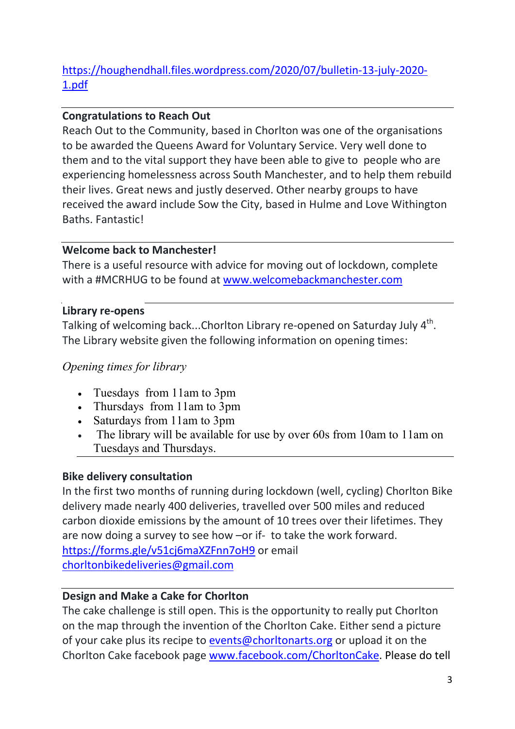https://houghendhall.files.wordpress.com/2020/07/bulletin-13-july-2020-1.pdf

---

**Congratulations to Reach Out**

Reach Out to the Community, based in Chorlton was one of the organisations to be awarded the Queens Award for Voluntary Service. Very well done to them and to the vital support they have been able to give to people who are experiencing homelessness across South Manchester, and to help them rebuild their lives. Great news and justly deserved. Other nearby groups to have received the award include Sow the City, based in Hulme and Love Withington Baths. Fantastic!

---

**Welcome back to Manchester!**

There is a useful resource with advice for moving out of lockdown, complete with a #MCRHUG to be found at www.welcomebackmanchester.com

---

**Library re-opens**

Talking of welcoming back...Chorlton Library re-opened on Saturday July 4th. The Library website given the following information on opening times:

*Opening times for library*

- Tuesdays from 11am to 3pm
- Thursdays from 11am to 3pm
- Saturdays from 11am to 3pm
- The library will be available for use by over 60s from 10am to 11am on Tuesdays and Thursdays.

---

**Bike delivery consultation**

In the first two months of running during lockdown (well, cycling) Chorlton Bike delivery made nearly 400 deliveries, travelled over 500 miles and reduced carbon dioxide emissions by the amount of 10 trees over their lifetimes. They are now doing a survey to see how –or if- to take the work forward. https://forms.gle/v51cj6maXZFnn7oH9 or email chorltonbikedeliveries@gmail.com

---

**Design and Make a Cake for Chorlton**

The cake challenge is still open. This is the opportunity to really put Chorlton on the map through the invention of the Chorlton Cake. Either send a picture of your cake plus its recipe to events@chorltonarts.org or upload it on the Chorlton Cake facebook page www.facebook.com/ChorltonCake. Please do tell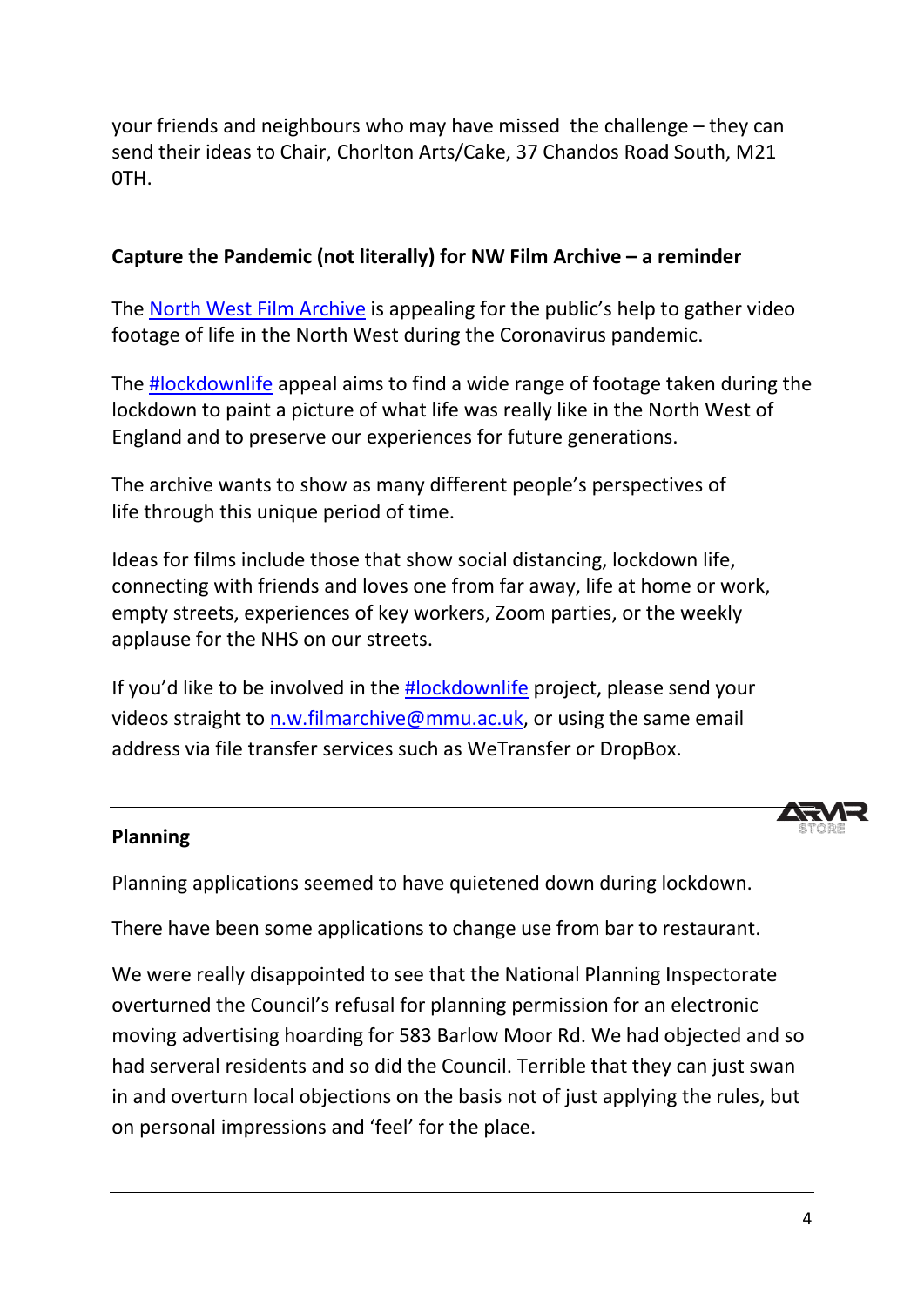your friends and neighbours who may have missed the challenge – they can send their ideas to Chair, Chorlton Arts/Cake, 37 Chandos Road South, M21 0TH.

---

**Capture the Pandemic (not literally) for NW Film Archive – a reminder**

The North West Film Archive is appealing for the public's help to gather video footage of life in the North West during the Coronavirus pandemic.

The #lockdownlife appeal aims to find a wide range of footage taken during the lockdown to paint a picture of what life was really like in the North West of England and to preserve our experiences for future generations.

The archive wants to show as many different people's perspectives of life through this unique period of time.

Ideas for films include those that show social distancing, lockdown life, connecting with friends and loves one from far away, life at home or work, empty streets, experiences of key workers, Zoom parties, or the weekly applause for the NHS on our streets.

If you'd like to be involved in the #lockdownlife project, please send your videos straight to n.w.filmarchive@mmu.ac.uk, or using the same email address via file transfer services such as WeTransfer or DropBox.

---

**Planning**

Planning applications seemed to have quietened down during lockdown.

There have been some applications to change use from bar to restaurant.

We were really disappointed to see that the National Planning Inspectorate overturned the Council's refusal for planning permission for an electronic moving advertising hoarding for 583 Barlow Moor Rd. We had objected and so had serveral residents and so did the Council. Terrible that they can just swan in and overturn local objections on the basis not of just applying the rules, but on personal impressions and 'feel' for the place.

---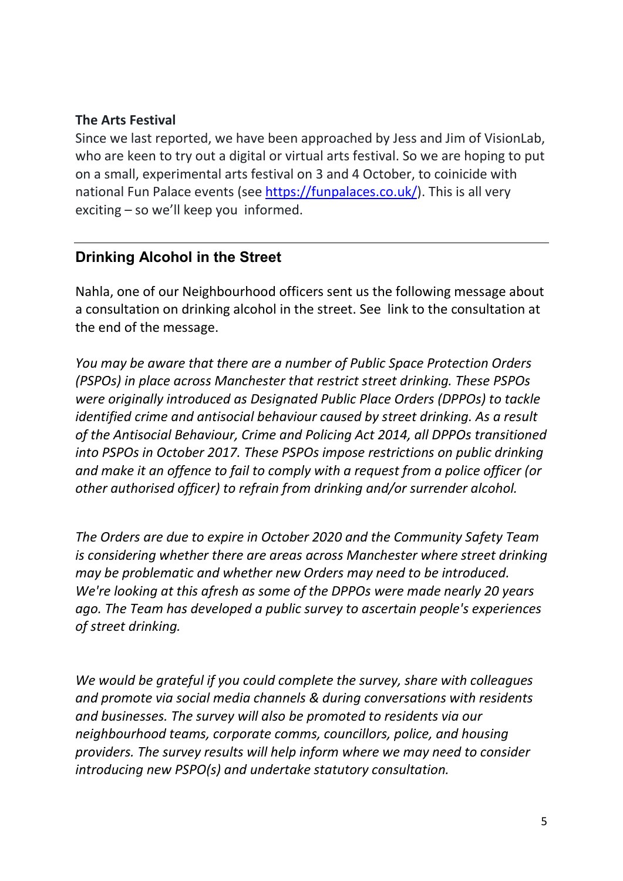**The Arts Festival**

Since we last reported, we have been approached by Jess and Jim of VisionLab, who are keen to try out a digital or virtual arts festival. So we are hoping to put on a small, experimental arts festival on 3 and 4 October, to coinicide with national Fun Palace events (see [https://funpalaces.co.uk/](https://funpalaces.co.uk/)). This is all very exciting – so we'll keep you informed.

---

## Drinking Alcohol in the Street

Nahla, one of our Neighbourhood officers sent us the following message about a consultation on drinking alcohol in the street. See link to the consultation at the end of the message.

*You may be aware that there are a number of Public Space Protection Orders (PSPOs) in place across Manchester that restrict street drinking. These PSPOs were originally introduced as Designated Public Place Orders (DPPOs) to tackle identified crime and antisocial behaviour caused by street drinking. As a result of the Antisocial Behaviour, Crime and Policing Act 2014, all DPPOs transitioned into PSPOs in October 2017. These PSPOs impose restrictions on public drinking and make it an offence to fail to comply with a request from a police officer (or other authorised officer) to refrain from drinking and/or surrender alcohol.*

*The Orders are due to expire in October 2020 and the Community Safety Team is considering whether there are areas across Manchester where street drinking may be problematic and whether new Orders may need to be introduced. We're looking at this afresh as some of the DPPOs were made nearly 20 years ago. The Team has developed a public survey to ascertain people's experiences of street drinking.*

*We would be grateful if you could complete the survey, share with colleagues and promote via social media channels & during conversations with residents and businesses. The survey will also be promoted to residents via our neighbourhood teams, corporate comms, councillors, police, and housing providers. The survey results will help inform where we may need to consider introducing new PSPO(s) and undertake statutory consultation.*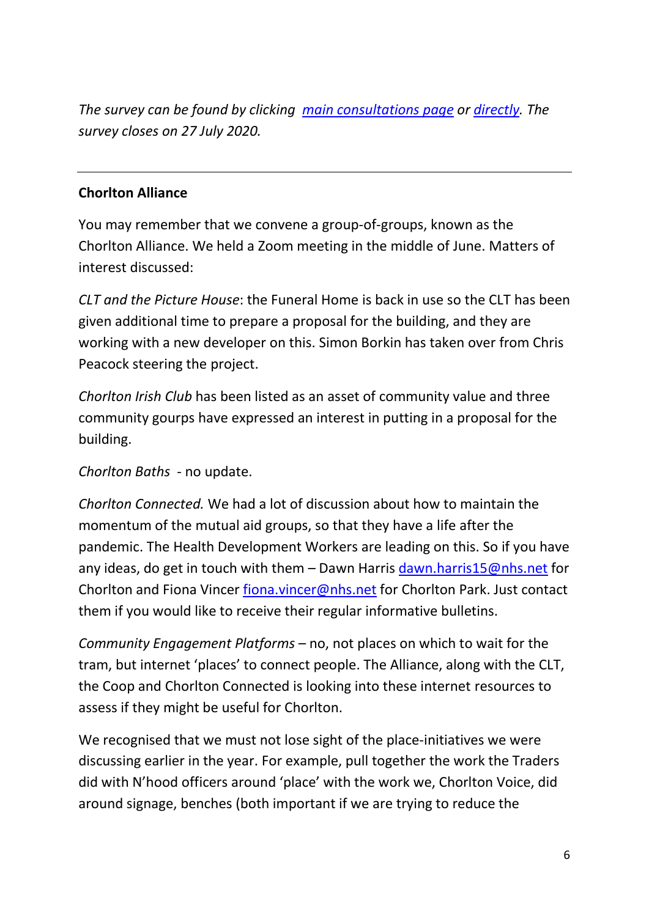*The survey can be found by clicking [main consultations page](main consultations page) or [directly](directly). The survey closes on 27 July 2020.*

---

**Chorlton Alliance**

You may remember that we convene a group-of-groups, known as the Chorlton Alliance. We held a Zoom meeting in the middle of June. Matters of interest discussed:

*CLT and the Picture House*: the Funeral Home is back in use so the CLT has been given additional time to prepare a proposal for the building, and they are working with a new developer on this. Simon Borkin has taken over from Chris Peacock steering the project.

*Chorlton Irish Club* has been listed as an asset of community value and three community gourps have expressed an interest in putting in a proposal for the building.

*Chorlton Baths* - no update.

*Chorlton Connected.* We had a lot of discussion about how to maintain the momentum of the mutual aid groups, so that they have a life after the pandemic. The Health Development Workers are leading on this. So if you have any ideas, do get in touch with them – Dawn Harris dawn.harris15@nhs.net for Chorlton and Fiona Vincer fiona.vincer@nhs.net for Chorlton Park. Just contact them if you would like to receive their regular informative bulletins.

*Community Engagement Platforms* – no, not places on which to wait for the tram, but internet 'places' to connect people. The Alliance, along with the CLT, the Coop and Chorlton Connected is looking into these internet resources to assess if they might be useful for Chorlton.

We recognised that we must not lose sight of the place-initiatives we were discussing earlier in the year. For example, pull together the work the Traders did with N'hood officers around 'place' with the work we, Chorlton Voice, did around signage, benches (both important if we are trying to reduce the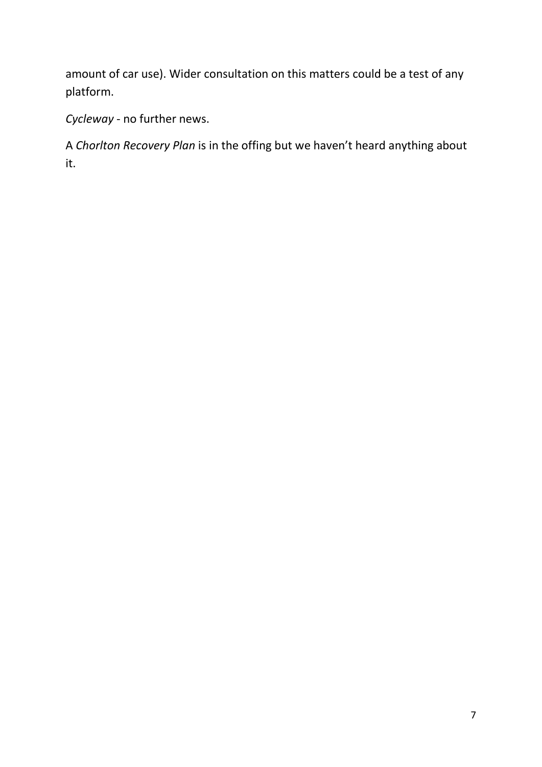amount of car use). Wider consultation on this matters could be a test of any platform.

*Cycleway* - no further news.

A *Chorlton Recovery Plan* is in the offing but we haven't heard anything about it.